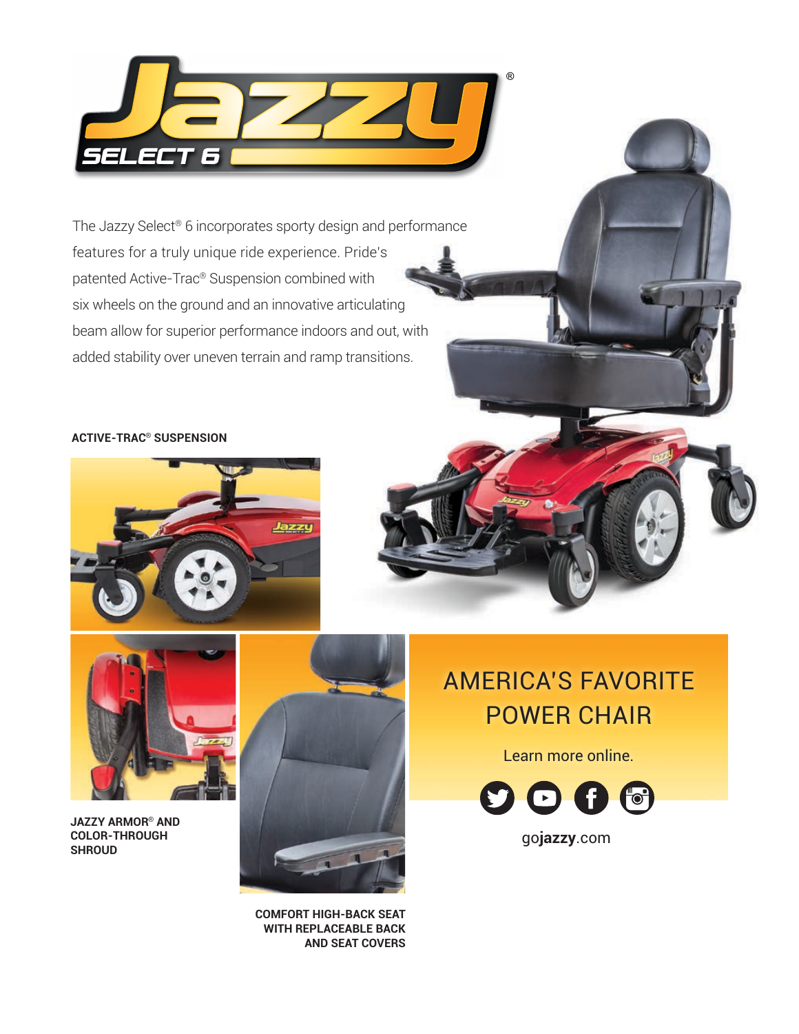# Jazzy® SELECT 6

The Jazzy Select® 6 incorporates sporty design and performance features for a truly unique ride experience. Pride's patented Active-Trac® Suspension combined with six wheels on the ground and an innovative articulating beam allow for superior performance indoors and out, with added stability over uneven terrain and ramp transitions.

**ACTIVE-TRAC® SUSPENSION**

**JAZZY ARMOR® AND COLOR-THROUGH SHROUD**

**COMFORT HIGH-BACK SEAT WITH REPLACEABLE BACK AND SEAT COVERS**

## AMERICA'S FAVORITE POWER CHAIR

Learn more online.

gojazzy.com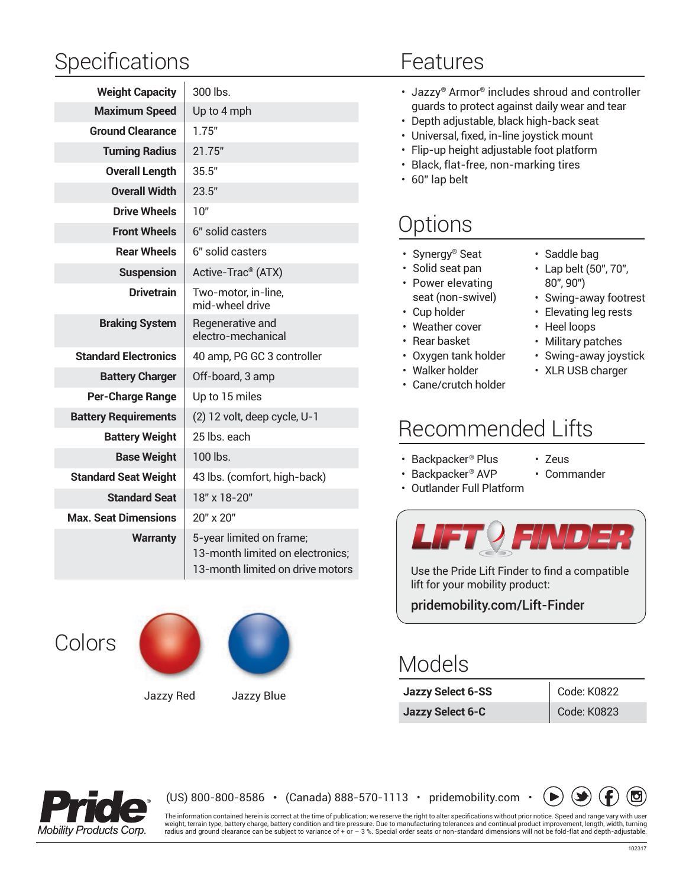# Specifications

| | |
|---|---|
| **Weight Capacity** | 300 lbs. |
| **Maximum Speed** | Up to 4 mph |
| **Ground Clearance** | 1.75" |
| **Turning Radius** | 21.75" |
| **Overall Length** | 35.5" |
| **Overall Width** | 23.5" |
| **Drive Wheels** | 10" |
| **Front Wheels** | 6" solid casters |
| **Rear Wheels** | 6" solid casters |
| **Suspension** | Active-Trac® (ATX) |
| **Drivetrain** | Two-motor, in-line, mid-wheel drive |
| **Braking System** | Regenerative and electro-mechanical |
| **Standard Electronics** | 40 amp, PG GC 3 controller |
| **Battery Charger** | Off-board, 3 amp |
| **Per-Charge Range** | Up to 15 miles |
| **Battery Requirements** | (2) 12 volt, deep cycle, U-1 |
| **Battery Weight** | 25 lbs. each |
| **Base Weight** | 100 lbs. |
| **Standard Seat Weight** | 43 lbs. (comfort, high-back) |
| **Standard Seat** | 18" x 18-20" |
| **Max. Seat Dimensions** | 20" x 20" |
| **Warranty** | 5-year limited on frame; 13-month limited on electronics; 13-month limited on drive motors |

# Colors

Jazzy Red

Jazzy Blue

# Features

- Jazzy® Armor® includes shroud and controller guards to protect against daily wear and tear
- Depth adjustable, black high-back seat
- Universal, fixed, in-line joystick mount
- Flip-up height adjustable foot platform
- Black, flat-free, non-marking tires
- 60" lap belt

# Options

- Synergy® Seat
- Solid seat pan
- Power elevating seat (non-swivel)
- Cup holder
- Weather cover
- Rear basket
- Oxygen tank holder
- Walker holder
- Cane/crutch holder
- Saddle bag
- Lap belt (50", 70", 80", 90")
- Swing-away footrest
- Elevating leg rests
- Heel loops
- Military patches
- Swing-away joystick
- XLR USB charger

# Recommended Lifts

- Backpacker® Plus
- Backpacker® AVP
- Outlander Full Platform
- Zeus
- Commander

**LIFT FINDER**

Use the Pride Lift Finder to find a compatible lift for your mobility product:

**pridemobility.com/Lift-Finder**

# Models

| | |
|---|---|
| **Jazzy Select 6-SS** | Code: K0822 |
| **Jazzy Select 6-C** | Code: K0823 |

Pride® Mobility Products Corp.

(US) 800-800-8586 • (Canada) 888-570-1113 • pridemobility.com •

The information contained herein is correct at the time of publication; we reserve the right to alter specifications without prior notice. Speed and range vary with user weight, terrain type, battery charge, battery condition and tire pressure. Due to manufacturing tolerances and continual product improvement, length, width, turning radius and ground clearance can be subject to variance of + or – 3 %. Special order seats or non-standard dimensions will not be fold-flat and depth-adjustable.

102317